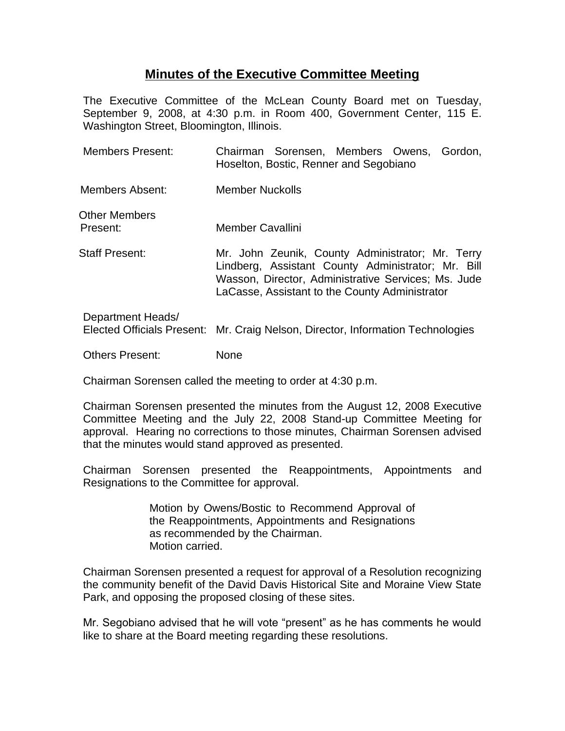# Minutes of the Executive Committee Meeting

The Executive Committee of the McLean County Board met on Tuesday, September 9, 2008, at 4:30 p.m. in Room 400, Government Center, 115 E. Washington Street, Bloomington, Illinois.

| | |
|---|---|
| Members Present: | Chairman Sorensen, Members Owens, Gordon, Hoselton, Bostic, Renner and Segobiano |
| Members Absent: | Member Nuckolls |
| Other Members Present: | Member Cavallini |
| Staff Present: | Mr. John Zeunik, County Administrator; Mr. Terry Lindberg, Assistant County Administrator; Mr. Bill Wasson, Director, Administrative Services; Ms. Jude LaCasse, Assistant to the County Administrator |
| Department Heads/ Elected Officials Present: | Mr. Craig Nelson, Director, Information Technologies |
| Others Present: | None |

Chairman Sorensen called the meeting to order at 4:30 p.m.

Chairman Sorensen presented the minutes from the August 12, 2008 Executive Committee Meeting and the July 22, 2008 Stand-up Committee Meeting for approval. Hearing no corrections to those minutes, Chairman Sorensen advised that the minutes would stand approved as presented.

Chairman Sorensen presented the Reappointments, Appointments and Resignations to the Committee for approval.

> Motion by Owens/Bostic to Recommend Approval of the Reappointments, Appointments and Resignations as recommended by the Chairman.
> Motion carried.

Chairman Sorensen presented a request for approval of a Resolution recognizing the community benefit of the David Davis Historical Site and Moraine View State Park, and opposing the proposed closing of these sites.

Mr. Segobiano advised that he will vote "present" as he has comments he would like to share at the Board meeting regarding these resolutions.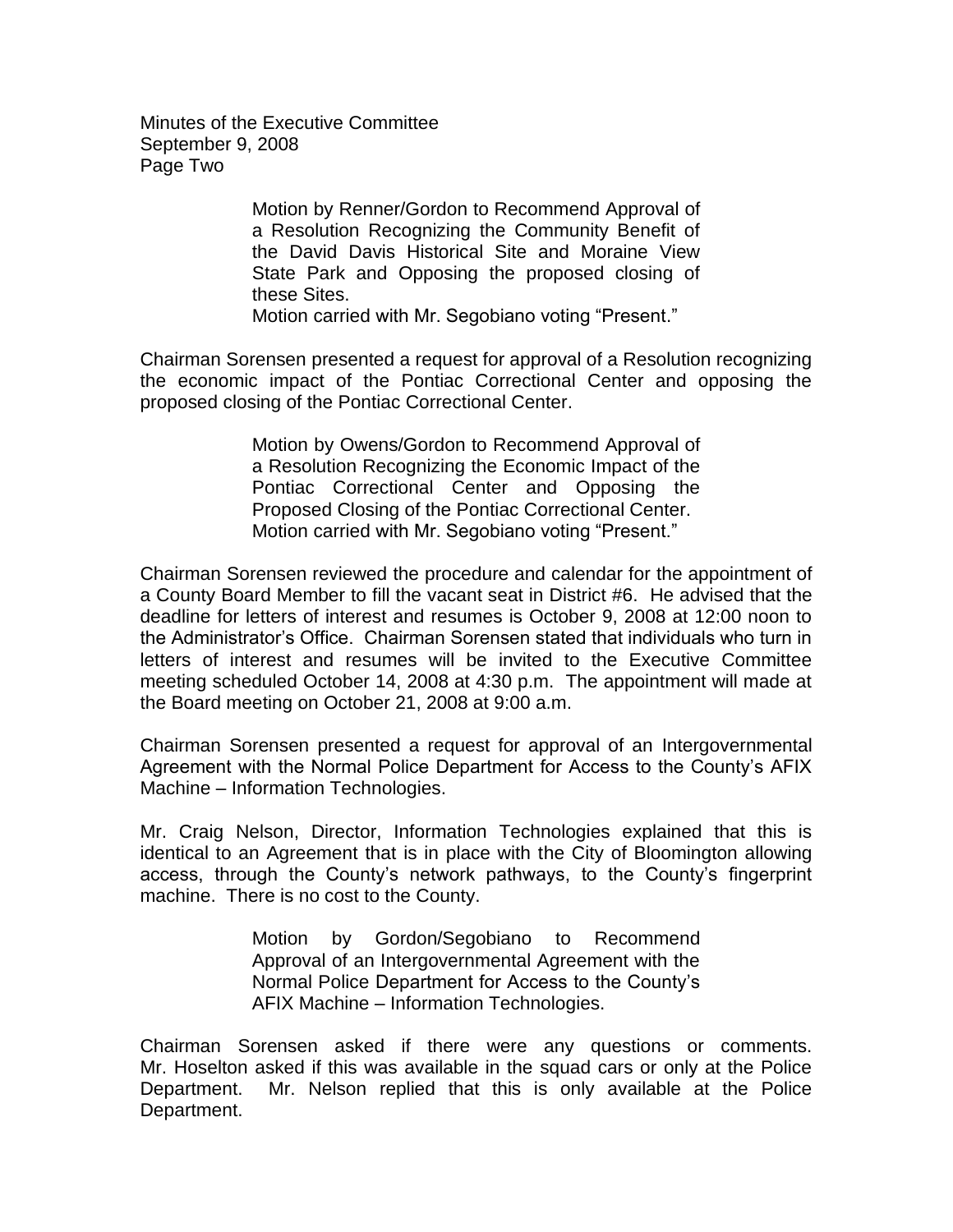Motion by Renner/Gordon to Recommend Approval of a Resolution Recognizing the Community Benefit of the David Davis Historical Site and Moraine View State Park and Opposing the proposed closing of these Sites.
Motion carried with Mr. Segobiano voting "Present."

Chairman Sorensen presented a request for approval of a Resolution recognizing the economic impact of the Pontiac Correctional Center and opposing the proposed closing of the Pontiac Correctional Center.

Motion by Owens/Gordon to Recommend Approval of a Resolution Recognizing the Economic Impact of the Pontiac Correctional Center and Opposing the Proposed Closing of the Pontiac Correctional Center.
Motion carried with Mr. Segobiano voting "Present."

Chairman Sorensen reviewed the procedure and calendar for the appointment of a County Board Member to fill the vacant seat in District #6. He advised that the deadline for letters of interest and resumes is October 9, 2008 at 12:00 noon to the Administrator's Office. Chairman Sorensen stated that individuals who turn in letters of interest and resumes will be invited to the Executive Committee meeting scheduled October 14, 2008 at 4:30 p.m. The appointment will made at the Board meeting on October 21, 2008 at 9:00 a.m.

Chairman Sorensen presented a request for approval of an Intergovernmental Agreement with the Normal Police Department for Access to the County's AFIX Machine – Information Technologies.

Mr. Craig Nelson, Director, Information Technologies explained that this is identical to an Agreement that is in place with the City of Bloomington allowing access, through the County's network pathways, to the County's fingerprint machine. There is no cost to the County.

Motion by Gordon/Segobiano to Recommend Approval of an Intergovernmental Agreement with the Normal Police Department for Access to the County's AFIX Machine – Information Technologies.

Chairman Sorensen asked if there were any questions or comments. Mr. Hoselton asked if this was available in the squad cars or only at the Police Department. Mr. Nelson replied that this is only available at the Police Department.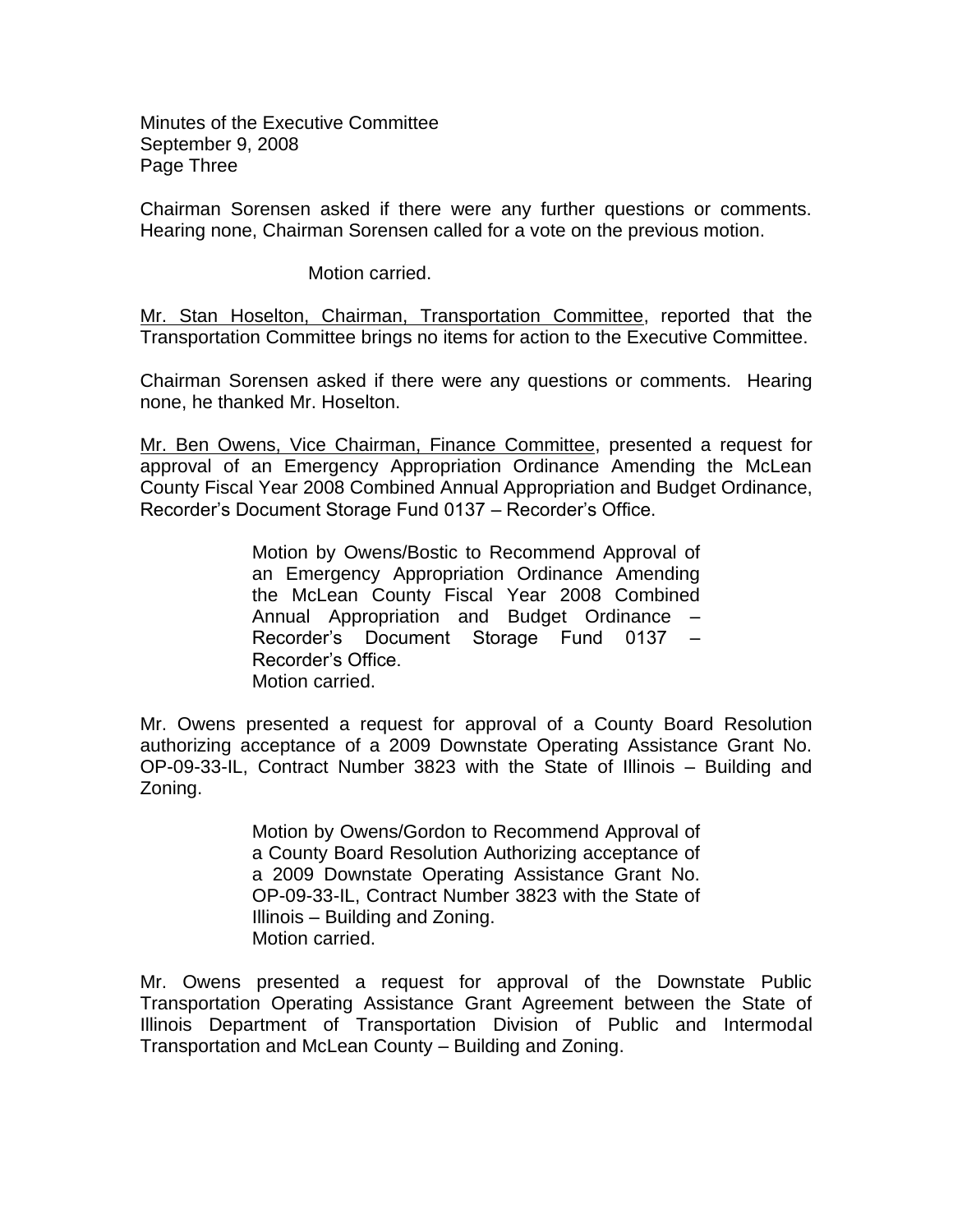Chairman Sorensen asked if there were any further questions or comments. Hearing none, Chairman Sorensen called for a vote on the previous motion.

Motion carried.

<u>Mr. Stan Hoselton, Chairman, Transportation Committee</u>, reported that the Transportation Committee brings no items for action to the Executive Committee.

Chairman Sorensen asked if there were any questions or comments. Hearing none, he thanked Mr. Hoselton.

<u>Mr. Ben Owens, Vice Chairman, Finance Committee</u>, presented a request for approval of an Emergency Appropriation Ordinance Amending the McLean County Fiscal Year 2008 Combined Annual Appropriation and Budget Ordinance, Recorder's Document Storage Fund 0137 – Recorder's Office.

> Motion by Owens/Bostic to Recommend Approval of an Emergency Appropriation Ordinance Amending the McLean County Fiscal Year 2008 Combined Annual Appropriation and Budget Ordinance – Recorder's Document Storage Fund 0137 – Recorder's Office.
> Motion carried.

Mr. Owens presented a request for approval of a County Board Resolution authorizing acceptance of a 2009 Downstate Operating Assistance Grant No. OP-09-33-IL, Contract Number 3823 with the State of Illinois – Building and Zoning.

> Motion by Owens/Gordon to Recommend Approval of a County Board Resolution Authorizing acceptance of a 2009 Downstate Operating Assistance Grant No. OP-09-33-IL, Contract Number 3823 with the State of Illinois – Building and Zoning.
> Motion carried.

Mr. Owens presented a request for approval of the Downstate Public Transportation Operating Assistance Grant Agreement between the State of Illinois Department of Transportation Division of Public and Intermodal Transportation and McLean County – Building and Zoning.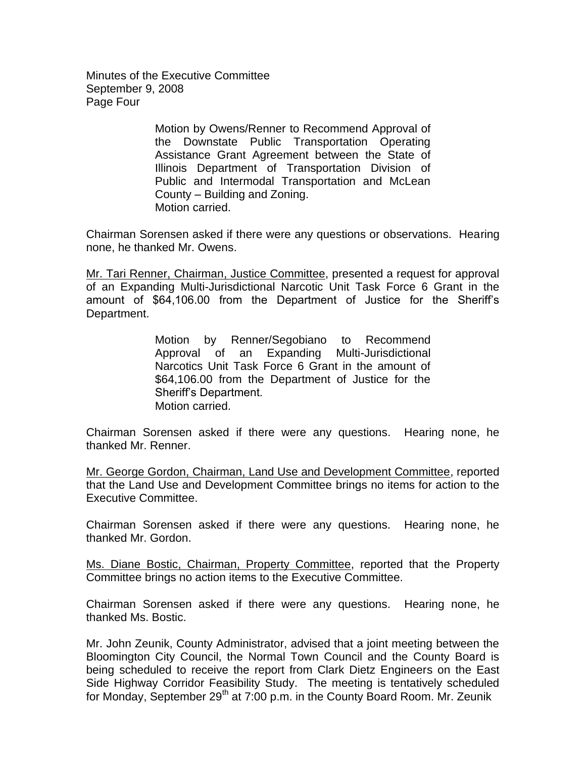Motion by Owens/Renner to Recommend Approval of the Downstate Public Transportation Operating Assistance Grant Agreement between the State of Illinois Department of Transportation Division of Public and Intermodal Transportation and McLean County – Building and Zoning.
Motion carried.

Chairman Sorensen asked if there were any questions or observations. Hearing none, he thanked Mr. Owens.

Mr. Tari Renner, Chairman, Justice Committee, presented a request for approval of an Expanding Multi-Jurisdictional Narcotic Unit Task Force 6 Grant in the amount of $64,106.00 from the Department of Justice for the Sheriff's Department.

> Motion by Renner/Segobiano to Recommend Approval of an Expanding Multi-Jurisdictional Narcotics Unit Task Force 6 Grant in the amount of $64,106.00 from the Department of Justice for the Sheriff's Department.
> Motion carried.

Chairman Sorensen asked if there were any questions. Hearing none, he thanked Mr. Renner.

Mr. George Gordon, Chairman, Land Use and Development Committee, reported that the Land Use and Development Committee brings no items for action to the Executive Committee.

Chairman Sorensen asked if there were any questions. Hearing none, he thanked Mr. Gordon.

Ms. Diane Bostic, Chairman, Property Committee, reported that the Property Committee brings no action items to the Executive Committee.

Chairman Sorensen asked if there were any questions. Hearing none, he thanked Ms. Bostic.

Mr. John Zeunik, County Administrator, advised that a joint meeting between the Bloomington City Council, the Normal Town Council and the County Board is being scheduled to receive the report from Clark Dietz Engineers on the East Side Highway Corridor Feasibility Study. The meeting is tentatively scheduled for Monday, September 29th at 7:00 p.m. in the County Board Room. Mr. Zeunik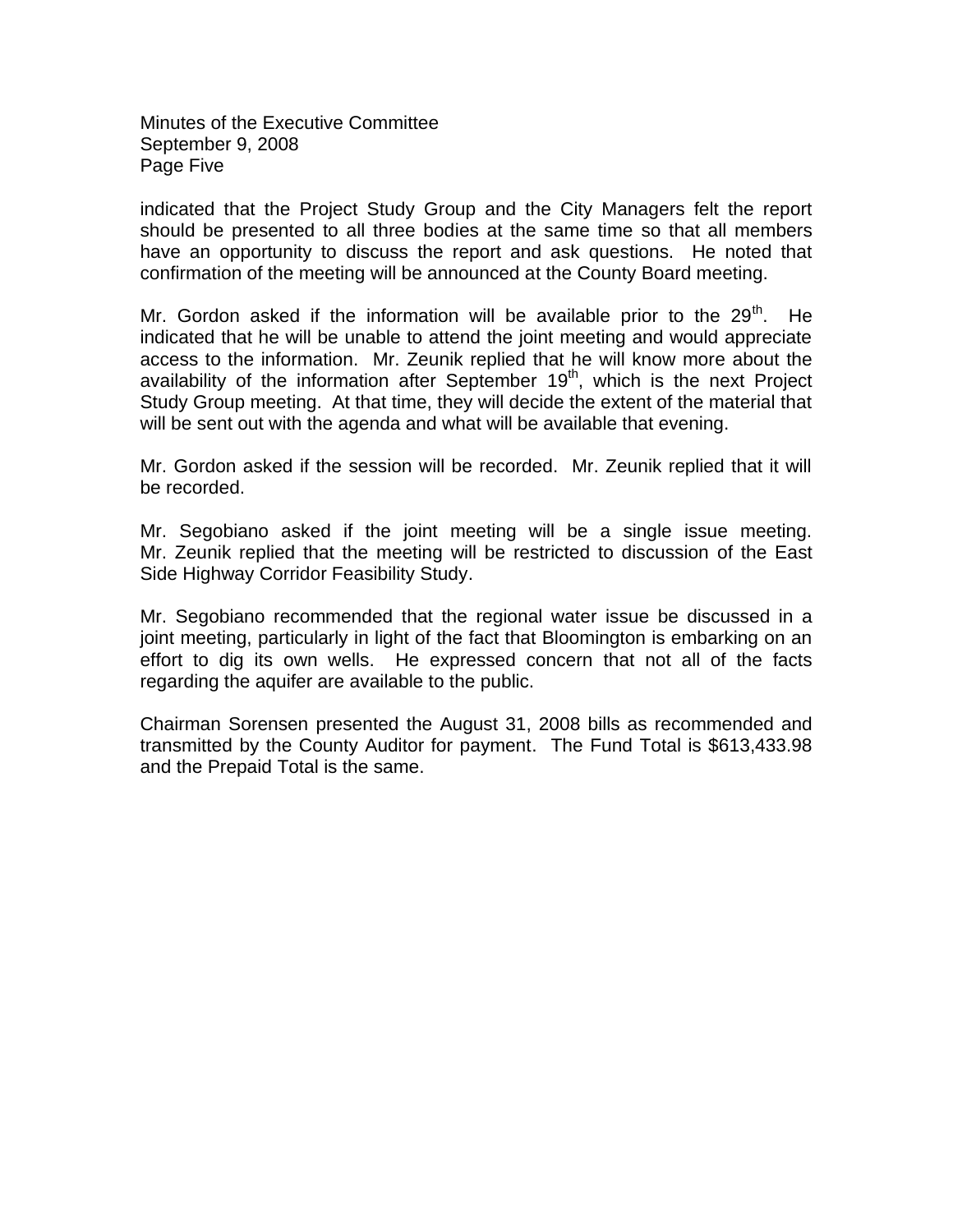indicated that the Project Study Group and the City Managers felt the report should be presented to all three bodies at the same time so that all members have an opportunity to discuss the report and ask questions. He noted that confirmation of the meeting will be announced at the County Board meeting.

Mr. Gordon asked if the information will be available prior to the 29th. He indicated that he will be unable to attend the joint meeting and would appreciate access to the information. Mr. Zeunik replied that he will know more about the availability of the information after September 19th, which is the next Project Study Group meeting. At that time, they will decide the extent of the material that will be sent out with the agenda and what will be available that evening.

Mr. Gordon asked if the session will be recorded. Mr. Zeunik replied that it will be recorded.

Mr. Segobiano asked if the joint meeting will be a single issue meeting. Mr. Zeunik replied that the meeting will be restricted to discussion of the East Side Highway Corridor Feasibility Study.

Mr. Segobiano recommended that the regional water issue be discussed in a joint meeting, particularly in light of the fact that Bloomington is embarking on an effort to dig its own wells. He expressed concern that not all of the facts regarding the aquifer are available to the public.

Chairman Sorensen presented the August 31, 2008 bills as recommended and transmitted by the County Auditor for payment. The Fund Total is $613,433.98 and the Prepaid Total is the same.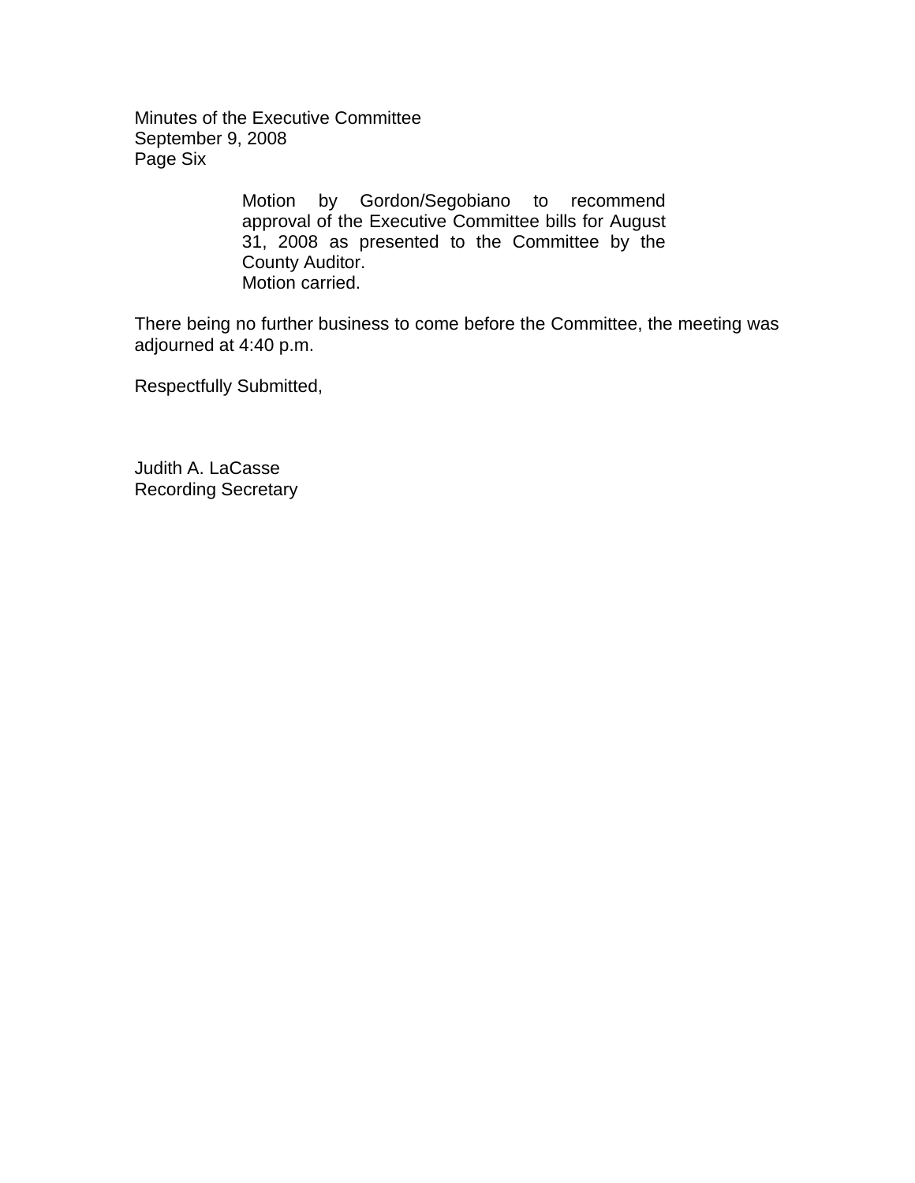Motion by Gordon/Segobiano to recommend approval of the Executive Committee bills for August 31, 2008 as presented to the Committee by the County Auditor.
Motion carried.

There being no further business to come before the Committee, the meeting was adjourned at 4:40 p.m.

Respectfully Submitted,

Judith A. LaCasse
Recording Secretary